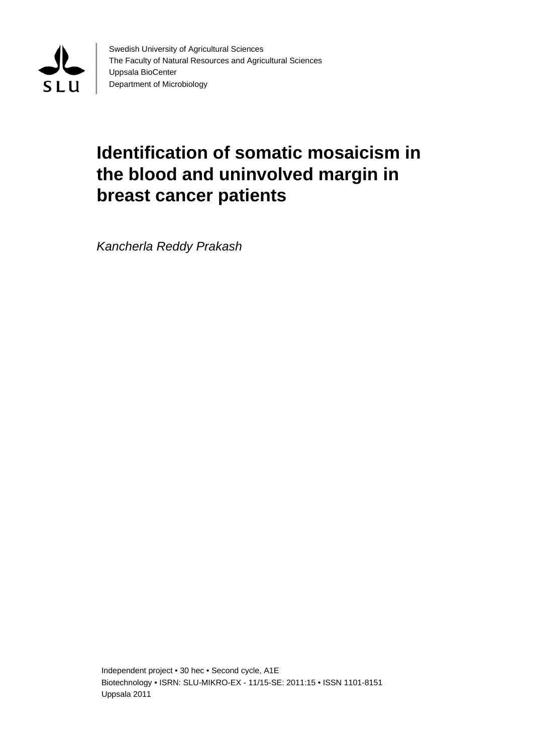Swedish University of Agricultural Sciences
The Faculty of Natural Resources and Agricultural Sciences
Uppsala BioCenter
Department of Microbiology

# Identification of somatic mosaicism in the blood and uninvolved margin in breast cancer patients

*Kancherla Reddy Prakash*

Independent project • 30 hec • Second cycle, A1E
Biotechnology • ISRN: SLU-MIKRO-EX - 11/15-SE: 2011:15 • ISSN 1101-8151
Uppsala 2011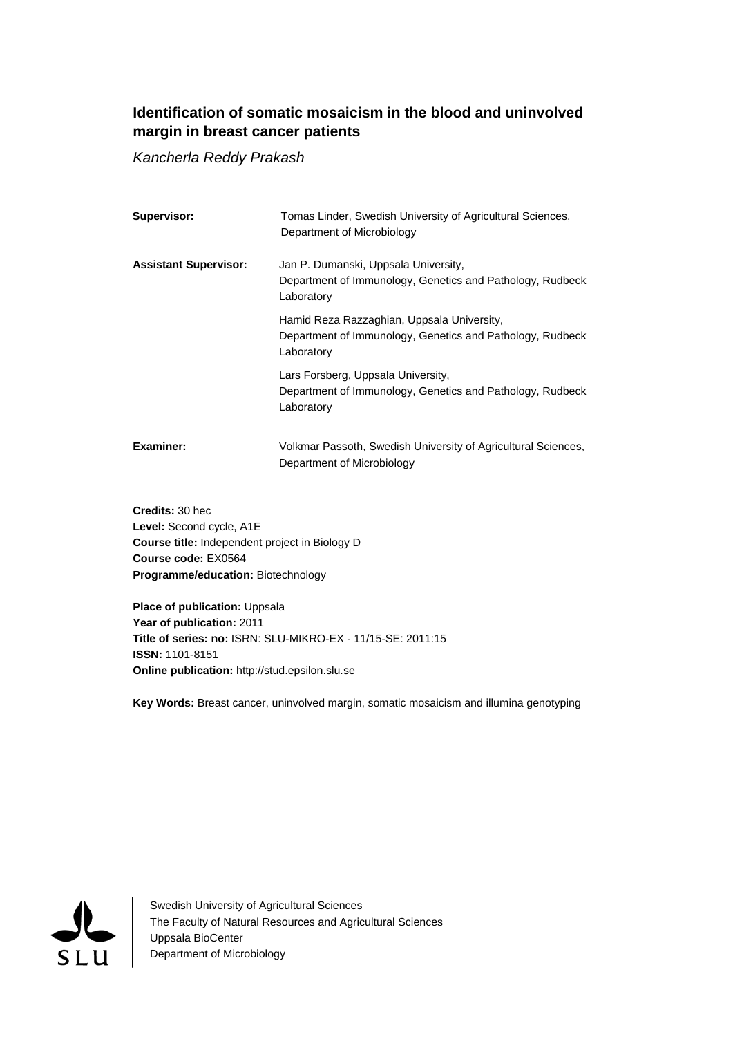**Identification of somatic mosaicism in the blood and uninvolved margin in breast cancer patients**

*Kancherla Reddy Prakash*

| | |
|---|---|
| **Supervisor:** | Tomas Linder, Swedish University of Agricultural Sciences, Department of Microbiology |
| **Assistant Supervisor:** | Jan P. Dumanski, Uppsala University, Department of Immunology, Genetics and Pathology, Rudbeck Laboratory |
| | Hamid Reza Razzaghian, Uppsala University, Department of Immunology, Genetics and Pathology, Rudbeck Laboratory |
| | Lars Forsberg, Uppsala University, Department of Immunology, Genetics and Pathology, Rudbeck Laboratory |
| **Examiner:** | Volkmar Passoth, Swedish University of Agricultural Sciences, Department of Microbiology |

**Credits:** 30 hec
**Level:** Second cycle, A1E
**Course title:** Independent project in Biology D
**Course code:** EX0564
**Programme/education:** Biotechnology

**Place of publication:** Uppsala
**Year of publication:** 2011
**Title of series: no:** ISRN: SLU-MIKRO-EX - 11/15-SE: 2011:15
**ISSN:** 1101-8151
**Online publication:** http://stud.epsilon.slu.se

**Key Words:** Breast cancer, uninvolved margin, somatic mosaicism and illumina genotyping

Swedish University of Agricultural Sciences
The Faculty of Natural Resources and Agricultural Sciences
Uppsala BioCenter
Department of Microbiology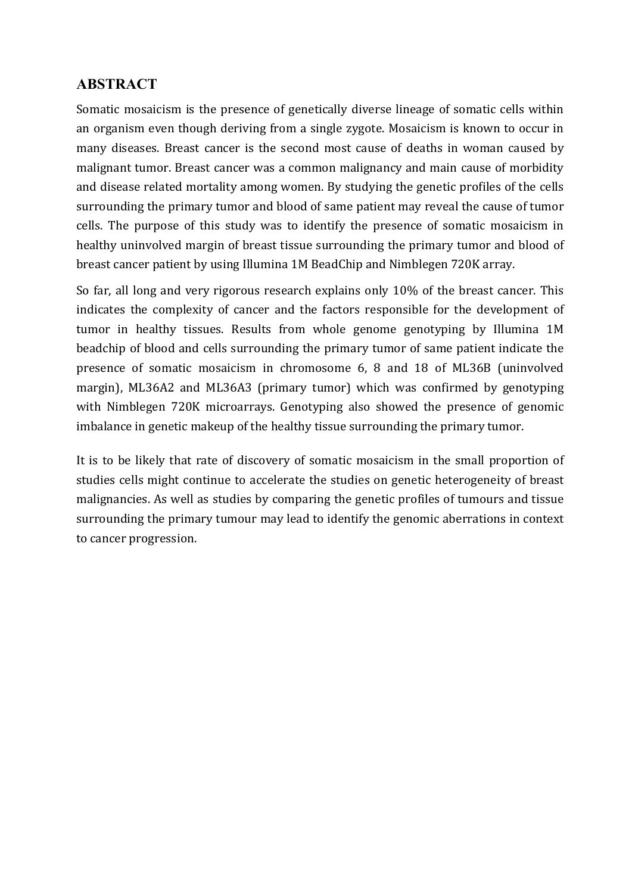## ABSTRACT

Somatic mosaicism is the presence of genetically diverse lineage of somatic cells within an organism even though deriving from a single zygote. Mosaicism is known to occur in many diseases. Breast cancer is the second most cause of deaths in woman caused by malignant tumor. Breast cancer was a common malignancy and main cause of morbidity and disease related mortality among women. By studying the genetic profiles of the cells surrounding the primary tumor and blood of same patient may reveal the cause of tumor cells. The purpose of this study was to identify the presence of somatic mosaicism in healthy uninvolved margin of breast tissue surrounding the primary tumor and blood of breast cancer patient by using Illumina 1M BeadChip and Nimblegen 720K array.

So far, all long and very rigorous research explains only 10% of the breast cancer. This indicates the complexity of cancer and the factors responsible for the development of tumor in healthy tissues. Results from whole genome genotyping by Illumina 1M beadchip of blood and cells surrounding the primary tumor of same patient indicate the presence of somatic mosaicism in chromosome 6, 8 and 18 of ML36B (uninvolved margin), ML36A2 and ML36A3 (primary tumor) which was confirmed by genotyping with Nimblegen 720K microarrays. Genotyping also showed the presence of genomic imbalance in genetic makeup of the healthy tissue surrounding the primary tumor.

It is to be likely that rate of discovery of somatic mosaicism in the small proportion of studies cells might continue to accelerate the studies on genetic heterogeneity of breast malignancies. As well as studies by comparing the genetic profiles of tumours and tissue surrounding the primary tumour may lead to identify the genomic aberrations in context to cancer progression.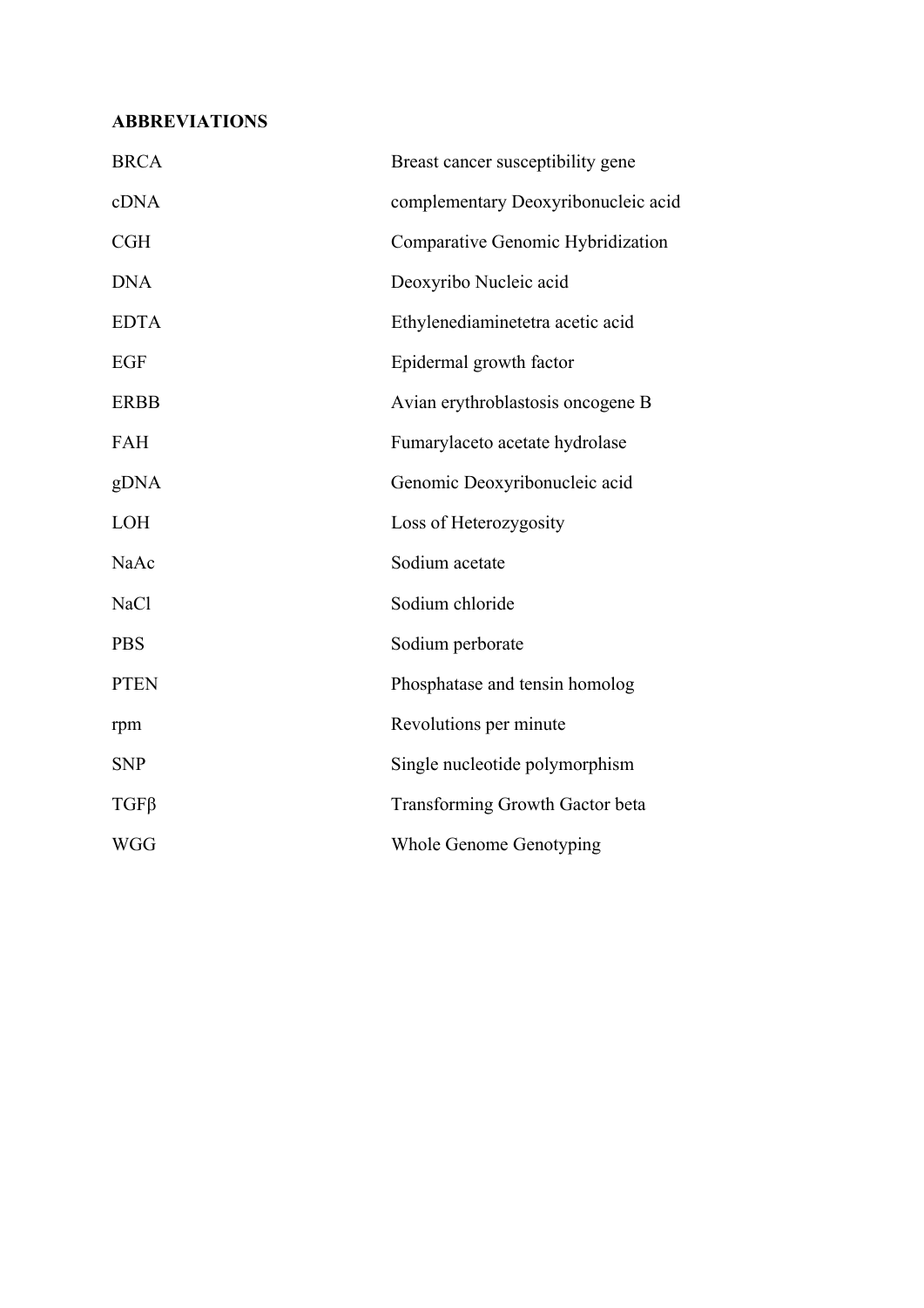**ABBREVIATIONS**

| | |
|---|---|
| BRCA | Breast cancer susceptibility gene |
| cDNA | complementary Deoxyribonucleic acid |
| CGH | Comparative Genomic Hybridization |
| DNA | Deoxyribo Nucleic acid |
| EDTA | Ethylenediaminetetra acetic acid |
| EGF | Epidermal growth factor |
| ERBB | Avian erythroblastosis oncogene B |
| FAH | Fumarylaceto acetate hydrolase |
| gDNA | Genomic Deoxyribonucleic acid |
| LOH | Loss of Heterozygosity |
| NaAc | Sodium acetate |
| NaCl | Sodium chloride |
| PBS | Sodium perborate |
| PTEN | Phosphatase and tensin homolog |
| rpm | Revolutions per minute |
| SNP | Single nucleotide polymorphism |
| TGFβ | Transforming Growth Gactor beta |
| WGG | Whole Genome Genotyping |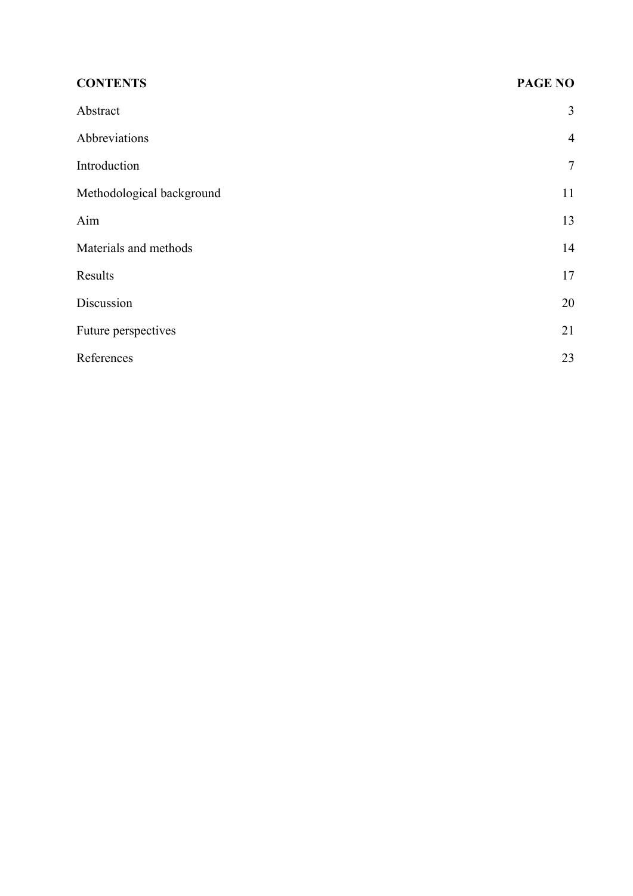| **CONTENTS** | **PAGE NO** |
| --- | --- |
| Abstract | 3 |
| Abbreviations | 4 |
| Introduction | 7 |
| Methodological background | 11 |
| Aim | 13 |
| Materials and methods | 14 |
| Results | 17 |
| Discussion | 20 |
| Future perspectives | 21 |
| References | 23 |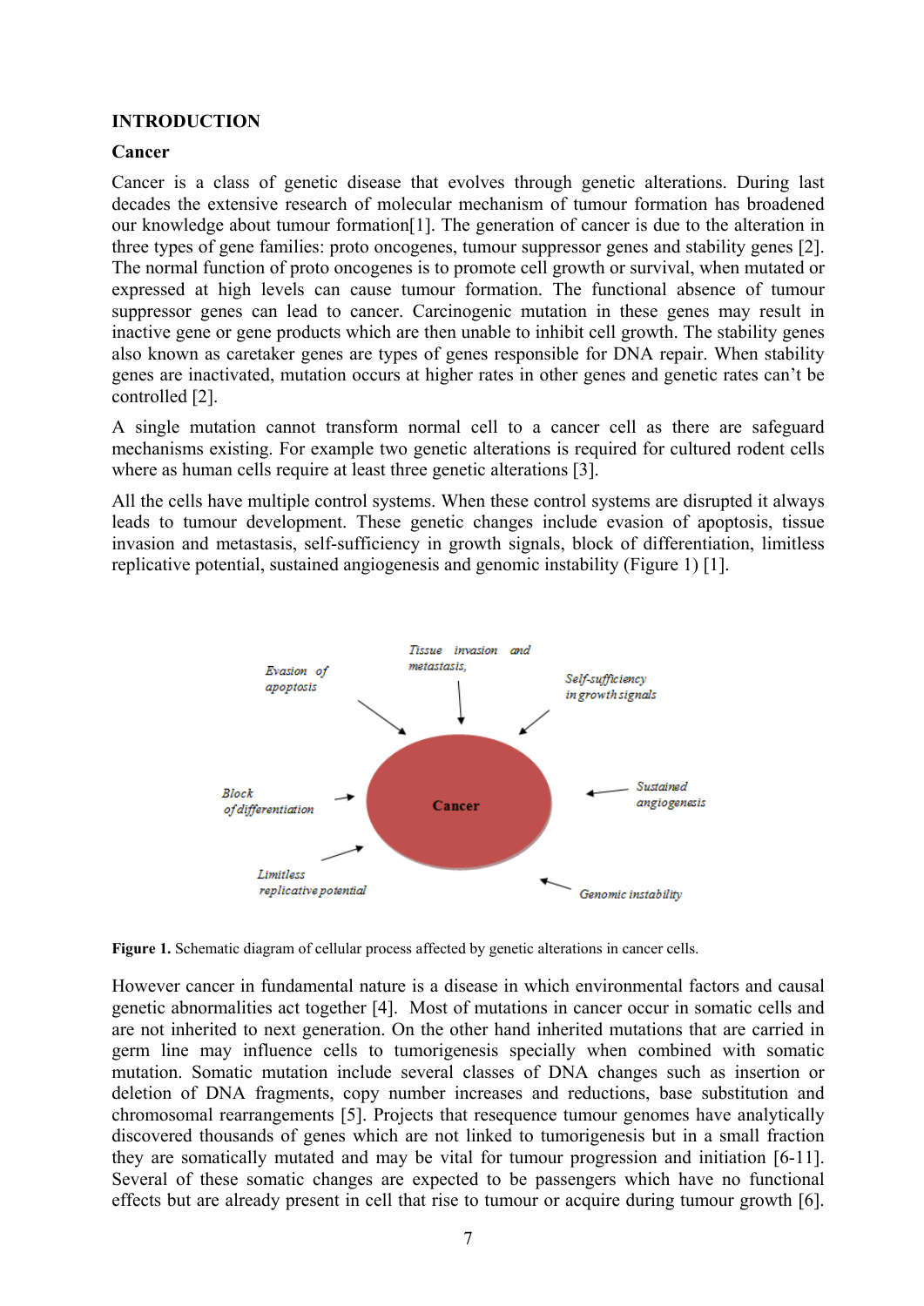# INTRODUCTION

## Cancer

Cancer is a class of genetic disease that evolves through genetic alterations. During last decades the extensive research of molecular mechanism of tumour formation has broadened our knowledge about tumour formation[1]. The generation of cancer is due to the alteration in three types of gene families: proto oncogenes, tumour suppressor genes and stability genes [2]. The normal function of proto oncogenes is to promote cell growth or survival, when mutated or expressed at high levels can cause tumour formation. The functional absence of tumour suppressor genes can lead to cancer. Carcinogenic mutation in these genes may result in inactive gene or gene products which are then unable to inhibit cell growth. The stability genes also known as caretaker genes are types of genes responsible for DNA repair. When stability genes are inactivated, mutation occurs at higher rates in other genes and genetic rates can't be controlled [2].

A single mutation cannot transform normal cell to a cancer cell as there are safeguard mechanisms existing. For example two genetic alterations is required for cultured rodent cells where as human cells require at least three genetic alterations [3].

All the cells have multiple control systems. When these control systems are disrupted it always leads to tumour development. These genetic changes include evasion of apoptosis, tissue invasion and metastasis, self-sufficiency in growth signals, block of differentiation, limitless replicative potential, sustained angiogenesis and genomic instability (Figure 1) [1].

**Figure 1.** Schematic diagram of cellular process affected by genetic alterations in cancer cells.

However cancer in fundamental nature is a disease in which environmental factors and causal genetic abnormalities act together [4]. Most of mutations in cancer occur in somatic cells and are not inherited to next generation. On the other hand inherited mutations that are carried in germ line may influence cells to tumorigenesis specially when combined with somatic mutation. Somatic mutation include several classes of DNA changes such as insertion or deletion of DNA fragments, copy number increases and reductions, base substitution and chromosomal rearrangements [5]. Projects that resequence tumour genomes have analytically discovered thousands of genes which are not linked to tumorigenesis but in a small fraction they are somatically mutated and may be vital for tumour progression and initiation [6-11]. Several of these somatic changes are expected to be passengers which have no functional effects but are already present in cell that rise to tumour or acquire during tumour growth [6].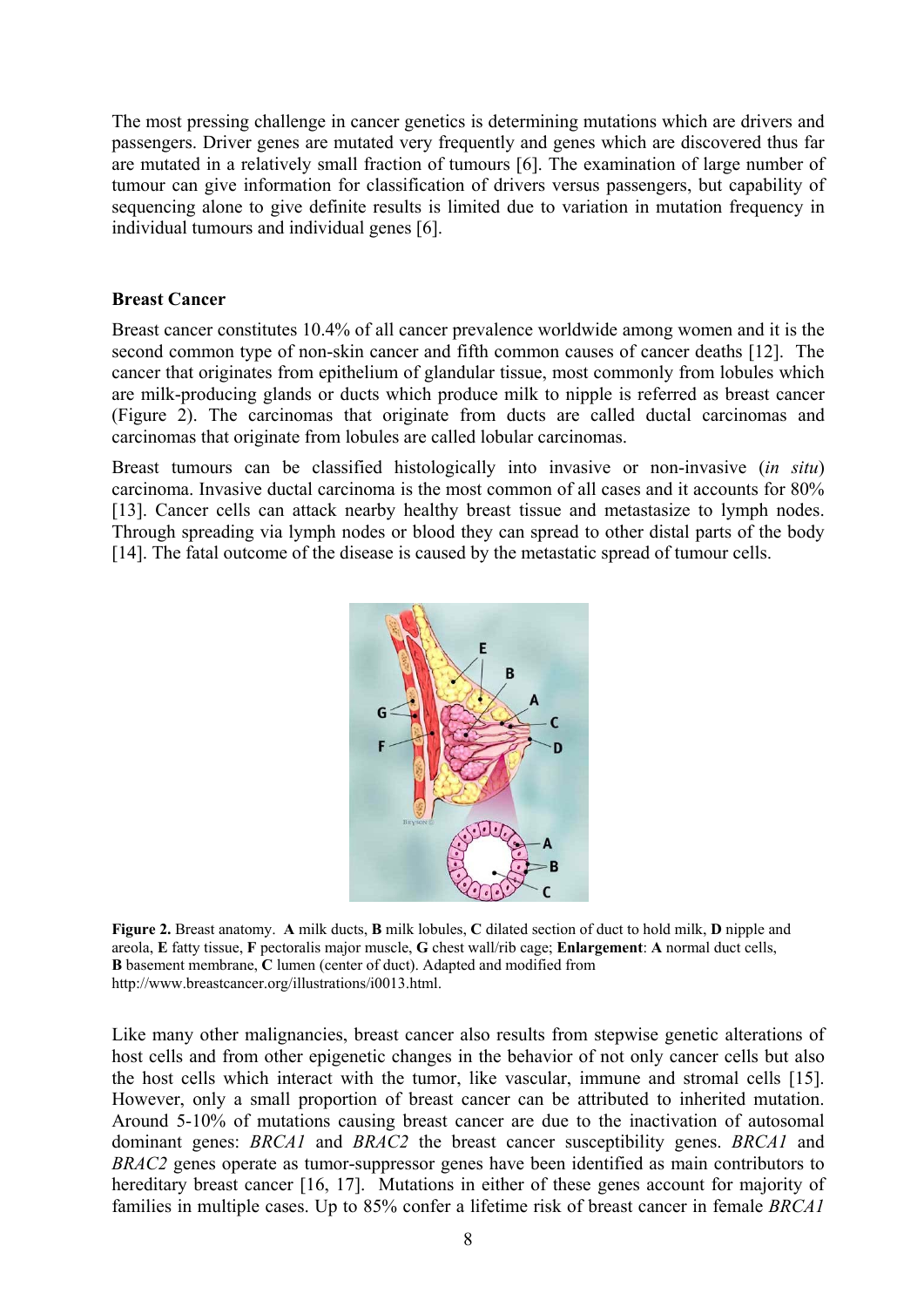The most pressing challenge in cancer genetics is determining mutations which are drivers and passengers. Driver genes are mutated very frequently and genes which are discovered thus far are mutated in a relatively small fraction of tumours [6]. The examination of large number of tumour can give information for classification of drivers versus passengers, but capability of sequencing alone to give definite results is limited due to variation in mutation frequency in individual tumours and individual genes [6].

### Breast Cancer

Breast cancer constitutes 10.4% of all cancer prevalence worldwide among women and it is the second common type of non-skin cancer and fifth common causes of cancer deaths [12]. The cancer that originates from epithelium of glandular tissue, most commonly from lobules which are milk-producing glands or ducts which produce milk to nipple is referred as breast cancer (Figure 2). The carcinomas that originate from ducts are called ductal carcinomas and carcinomas that originate from lobules are called lobular carcinomas.

Breast tumours can be classified histologically into invasive or non-invasive (*in situ*) carcinoma. Invasive ductal carcinoma is the most common of all cases and it accounts for 80% [13]. Cancer cells can attack nearby healthy breast tissue and metastasize to lymph nodes. Through spreading via lymph nodes or blood they can spread to other distal parts of the body [14]. The fatal outcome of the disease is caused by the metastatic spread of tumour cells.

**Figure 2.** Breast anatomy. **A** milk ducts, **B** milk lobules, **C** dilated section of duct to hold milk, **D** nipple and areola, **E** fatty tissue, **F** pectoralis major muscle, **G** chest wall/rib cage; **Enlargement**: **A** normal duct cells, **B** basement membrane, **C** lumen (center of duct). Adapted and modified from http://www.breastcancer.org/illustrations/i0013.html.

Like many other malignancies, breast cancer also results from stepwise genetic alterations of host cells and from other epigenetic changes in the behavior of not only cancer cells but also the host cells which interact with the tumor, like vascular, immune and stromal cells [15]. However, only a small proportion of breast cancer can be attributed to inherited mutation. Around 5-10% of mutations causing breast cancer are due to the inactivation of autosomal dominant genes: *BRCA1* and *BRAC2* the breast cancer susceptibility genes. *BRCA1* and *BRAC2* genes operate as tumor-suppressor genes have been identified as main contributors to hereditary breast cancer [16, 17]. Mutations in either of these genes account for majority of families in multiple cases. Up to 85% confer a lifetime risk of breast cancer in female *BRCA1*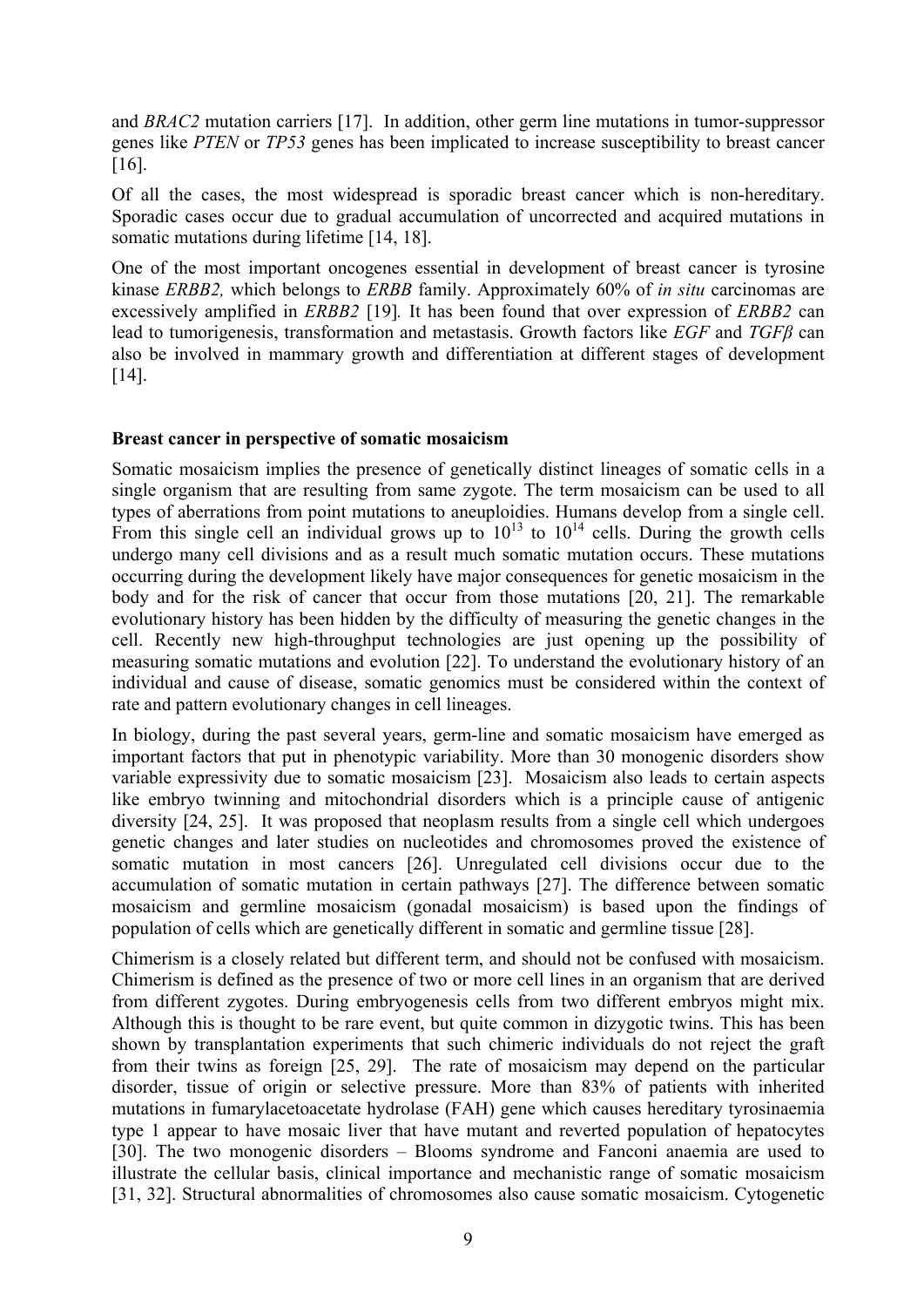and *BRAC2* mutation carriers [17]. In addition, other germ line mutations in tumor-suppressor genes like *PTEN* or *TP53* genes has been implicated to increase susceptibility to breast cancer [16].

Of all the cases, the most widespread is sporadic breast cancer which is non-hereditary. Sporadic cases occur due to gradual accumulation of uncorrected and acquired mutations in somatic mutations during lifetime [14, 18].

One of the most important oncogenes essential in development of breast cancer is tyrosine kinase *ERBB2,* which belongs to *ERBB* family. Approximately 60% of *in situ* carcinomas are excessively amplified in *ERBB2* [19]. It has been found that over expression of *ERBB2* can lead to tumorigenesis, transformation and metastasis. Growth factors like *EGF* and *TGFβ* can also be involved in mammary growth and differentiation at different stages of development [14].

**Breast cancer in perspective of somatic mosaicism**

Somatic mosaicism implies the presence of genetically distinct lineages of somatic cells in a single organism that are resulting from same zygote. The term mosaicism can be used to all types of aberrations from point mutations to aneuploidies. Humans develop from a single cell. From this single cell an individual grows up to $10^{13}$ to $10^{14}$ cells. During the growth cells undergo many cell divisions and as a result much somatic mutation occurs. These mutations occurring during the development likely have major consequences for genetic mosaicism in the body and for the risk of cancer that occur from those mutations [20, 21]. The remarkable evolutionary history has been hidden by the difficulty of measuring the genetic changes in the cell. Recently new high-throughput technologies are just opening up the possibility of measuring somatic mutations and evolution [22]. To understand the evolutionary history of an individual and cause of disease, somatic genomics must be considered within the context of rate and pattern evolutionary changes in cell lineages.

In biology, during the past several years, germ-line and somatic mosaicism have emerged as important factors that put in phenotypic variability. More than 30 monogenic disorders show variable expressivity due to somatic mosaicism [23]. Mosaicism also leads to certain aspects like embryo twinning and mitochondrial disorders which is a principle cause of antigenic diversity [24, 25]. It was proposed that neoplasm results from a single cell which undergoes genetic changes and later studies on nucleotides and chromosomes proved the existence of somatic mutation in most cancers [26]. Unregulated cell divisions occur due to the accumulation of somatic mutation in certain pathways [27]. The difference between somatic mosaicism and germline mosaicism (gonadal mosaicism) is based upon the findings of population of cells which are genetically different in somatic and germline tissue [28].

Chimerism is a closely related but different term, and should not be confused with mosaicism. Chimerism is defined as the presence of two or more cell lines in an organism that are derived from different zygotes. During embryogenesis cells from two different embryos might mix. Although this is thought to be rare event, but quite common in dizygotic twins. This has been shown by transplantation experiments that such chimeric individuals do not reject the graft from their twins as foreign [25, 29]. The rate of mosaicism may depend on the particular disorder, tissue of origin or selective pressure. More than 83% of patients with inherited mutations in fumarylacetoacetate hydrolase (FAH) gene which causes hereditary tyrosinaemia type 1 appear to have mosaic liver that have mutant and reverted population of hepatocytes [30]. The two monogenic disorders – Blooms syndrome and Fanconi anaemia are used to illustrate the cellular basis, clinical importance and mechanistic range of somatic mosaicism [31, 32]. Structural abnormalities of chromosomes also cause somatic mosaicism. Cytogenetic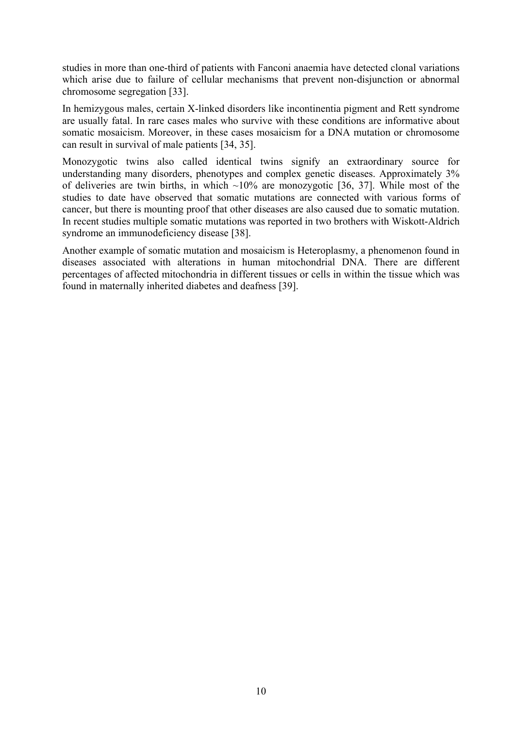studies in more than one-third of patients with Fanconi anaemia have detected clonal variations which arise due to failure of cellular mechanisms that prevent non-disjunction or abnormal chromosome segregation [33].

In hemizygous males, certain X-linked disorders like incontinentia pigment and Rett syndrome are usually fatal. In rare cases males who survive with these conditions are informative about somatic mosaicism. Moreover, in these cases mosaicism for a DNA mutation or chromosome can result in survival of male patients [34, 35].

Monozygotic twins also called identical twins signify an extraordinary source for understanding many disorders, phenotypes and complex genetic diseases. Approximately 3% of deliveries are twin births, in which ~10% are monozygotic [36, 37]. While most of the studies to date have observed that somatic mutations are connected with various forms of cancer, but there is mounting proof that other diseases are also caused due to somatic mutation. In recent studies multiple somatic mutations was reported in two brothers with Wiskott-Aldrich syndrome an immunodeficiency disease [38].

Another example of somatic mutation and mosaicism is Heteroplasmy, a phenomenon found in diseases associated with alterations in human mitochondrial DNA. There are different percentages of affected mitochondria in different tissues or cells in within the tissue which was found in maternally inherited diabetes and deafness [39].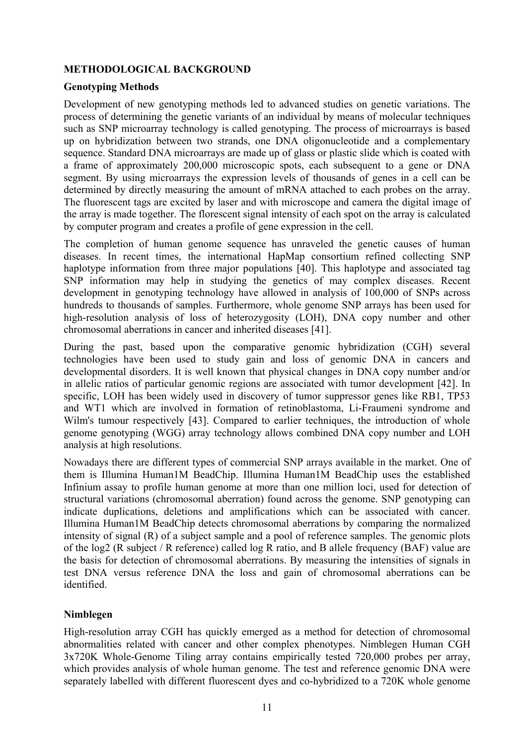## METHODOLOGICAL BACKGROUND

### Genotyping Methods

Development of new genotyping methods led to advanced studies on genetic variations. The process of determining the genetic variants of an individual by means of molecular techniques such as SNP microarray technology is called genotyping. The process of microarrays is based up on hybridization between two strands, one DNA oligonucleotide and a complementary sequence. Standard DNA microarrays are made up of glass or plastic slide which is coated with a frame of approximately 200,000 microscopic spots, each subsequent to a gene or DNA segment. By using microarrays the expression levels of thousands of genes in a cell can be determined by directly measuring the amount of mRNA attached to each probes on the array. The fluorescent tags are excited by laser and with microscope and camera the digital image of the array is made together. The florescent signal intensity of each spot on the array is calculated by computer program and creates a profile of gene expression in the cell.

The completion of human genome sequence has unraveled the genetic causes of human diseases. In recent times, the international HapMap consortium refined collecting SNP haplotype information from three major populations [40]. This haplotype and associated tag SNP information may help in studying the genetics of may complex diseases. Recent development in genotyping technology have allowed in analysis of 100,000 of SNPs across hundreds to thousands of samples. Furthermore, whole genome SNP arrays has been used for high-resolution analysis of loss of heterozygosity (LOH), DNA copy number and other chromosomal aberrations in cancer and inherited diseases [41].

During the past, based upon the comparative genomic hybridization (CGH) several technologies have been used to study gain and loss of genomic DNA in cancers and developmental disorders. It is well known that physical changes in DNA copy number and/or in allelic ratios of particular genomic regions are associated with tumor development [42]. In specific, LOH has been widely used in discovery of tumor suppressor genes like RB1, TP53 and WT1 which are involved in formation of retinoblastoma, Li-Fraumeni syndrome and Wilm's tumour respectively [43]. Compared to earlier techniques, the introduction of whole genome genotyping (WGG) array technology allows combined DNA copy number and LOH analysis at high resolutions.

Nowadays there are different types of commercial SNP arrays available in the market. One of them is Illumina Human1M BeadChip. Illumina Human1M BeadChip uses the established Infinium assay to profile human genome at more than one million loci, used for detection of structural variations (chromosomal aberration) found across the genome. SNP genotyping can indicate duplications, deletions and amplifications which can be associated with cancer. Illumina Human1M BeadChip detects chromosomal aberrations by comparing the normalized intensity of signal (R) of a subject sample and a pool of reference samples. The genomic plots of the log2 (R subject / R reference) called log R ratio, and B allele frequency (BAF) value are the basis for detection of chromosomal aberrations. By measuring the intensities of signals in test DNA versus reference DNA the loss and gain of chromosomal aberrations can be identified.

### Nimblegen

High-resolution array CGH has quickly emerged as a method for detection of chromosomal abnormalities related with cancer and other complex phenotypes. Nimblegen Human CGH 3x720K Whole-Genome Tiling array contains empirically tested 720,000 probes per array, which provides analysis of whole human genome. The test and reference genomic DNA were separately labelled with different fluorescent dyes and co-hybridized to a 720K whole genome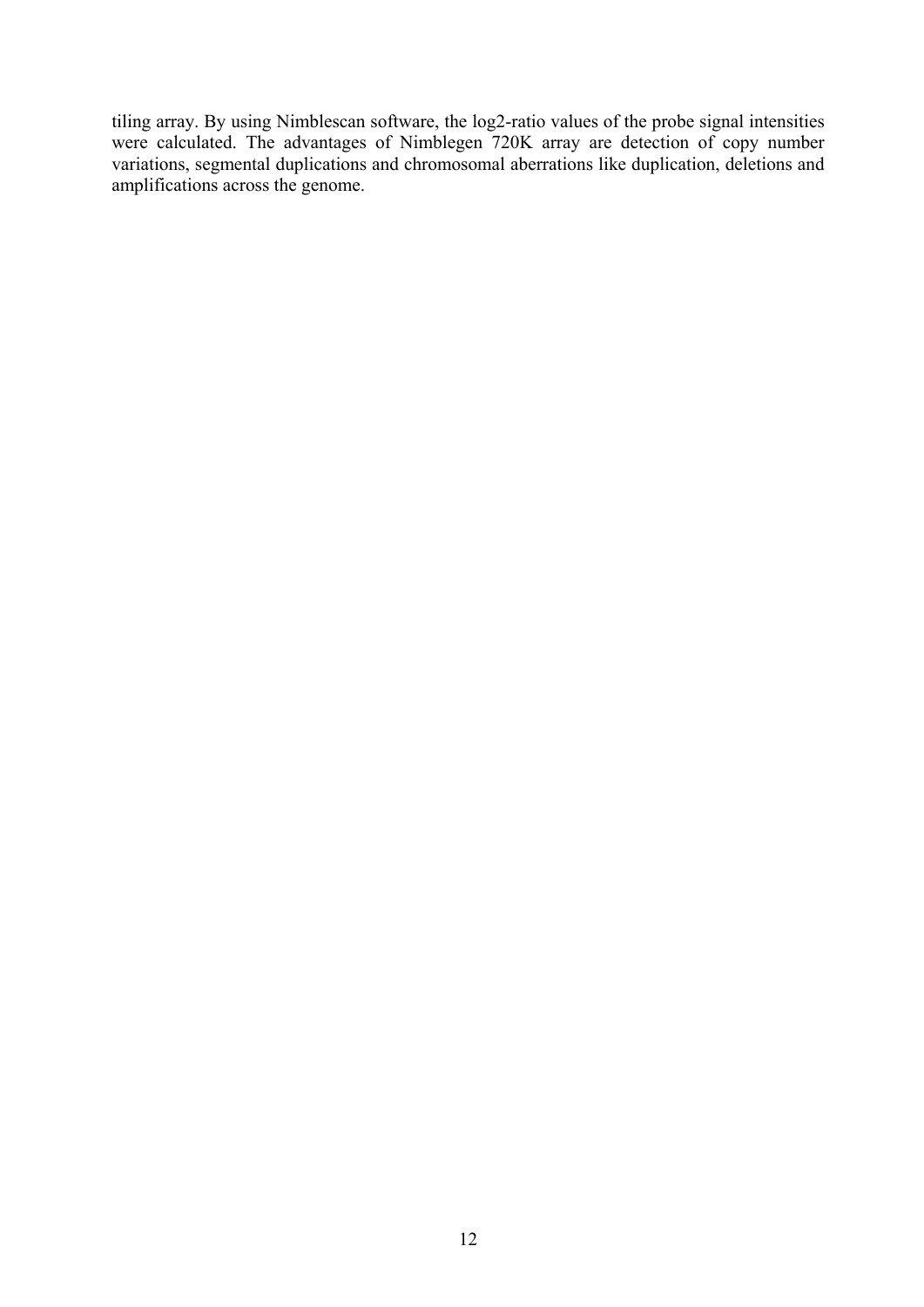tiling array. By using Nimblescan software, the log2-ratio values of the probe signal intensities were calculated. The advantages of Nimblegen 720K array are detection of copy number variations, segmental duplications and chromosomal aberrations like duplication, deletions and amplifications across the genome.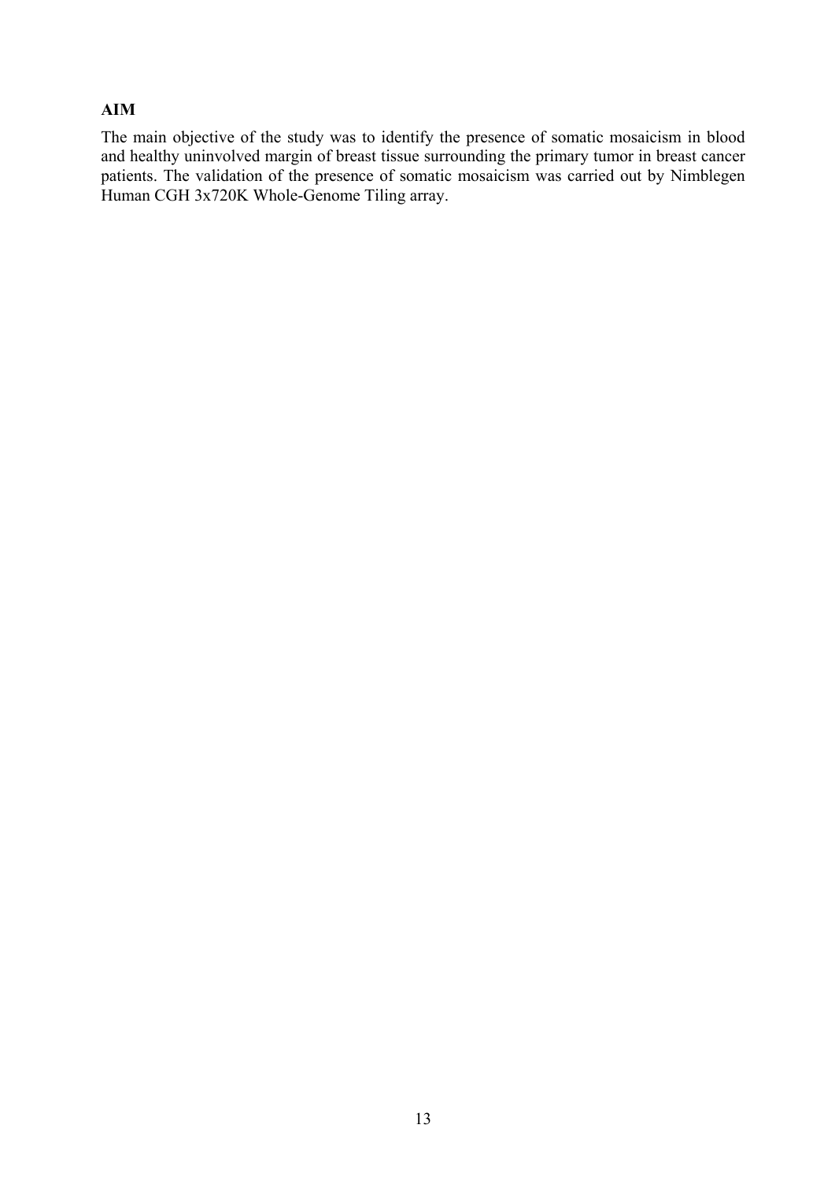## AIM

The main objective of the study was to identify the presence of somatic mosaicism in blood and healthy uninvolved margin of breast tissue surrounding the primary tumor in breast cancer patients. The validation of the presence of somatic mosaicism was carried out by Nimblegen Human CGH 3x720K Whole-Genome Tiling array.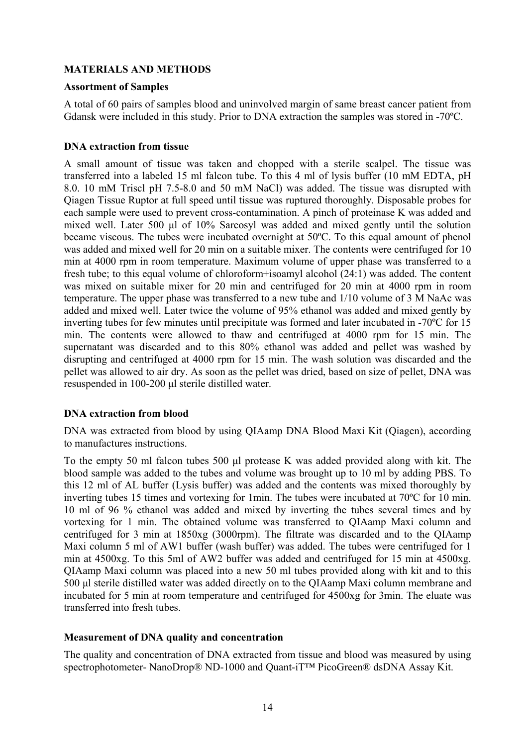## MATERIALS AND METHODS

### Assortment of Samples

A total of 60 pairs of samples blood and uninvolved margin of same breast cancer patient from Gdansk were included in this study. Prior to DNA extraction the samples was stored in -70ºC.

### DNA extraction from tissue

A small amount of tissue was taken and chopped with a sterile scalpel. The tissue was transferred into a labeled 15 ml falcon tube. To this 4 ml of lysis buffer (10 mM EDTA, pH 8.0. 10 mM Triscl pH 7.5-8.0 and 50 mM NaCl) was added. The tissue was disrupted with Qiagen Tissue Ruptor at full speed until tissue was ruptured thoroughly. Disposable probes for each sample were used to prevent cross-contamination. A pinch of proteinase K was added and mixed well. Later 500 µl of 10% Sarcosyl was added and mixed gently until the solution became viscous. The tubes were incubated overnight at 50ºC. To this equal amount of phenol was added and mixed well for 20 min on a suitable mixer. The contents were centrifuged for 10 min at 4000 rpm in room temperature. Maximum volume of upper phase was transferred to a fresh tube; to this equal volume of chloroform+isoamyl alcohol (24:1) was added. The content was mixed on suitable mixer for 20 min and centrifuged for 20 min at 4000 rpm in room temperature. The upper phase was transferred to a new tube and 1/10 volume of 3 M NaAc was added and mixed well. Later twice the volume of 95% ethanol was added and mixed gently by inverting tubes for few minutes until precipitate was formed and later incubated in -70ºC for 15 min. The contents were allowed to thaw and centrifuged at 4000 rpm for 15 min. The supernatant was discarded and to this 80% ethanol was added and pellet was washed by disrupting and centrifuged at 4000 rpm for 15 min. The wash solution was discarded and the pellet was allowed to air dry. As soon as the pellet was dried, based on size of pellet, DNA was resuspended in 100-200 µl sterile distilled water.

### DNA extraction from blood

DNA was extracted from blood by using QIAamp DNA Blood Maxi Kit (Qiagen), according to manufactures instructions.

To the empty 50 ml falcon tubes 500 µl protease K was added provided along with kit. The blood sample was added to the tubes and volume was brought up to 10 ml by adding PBS. To this 12 ml of AL buffer (Lysis buffer) was added and the contents was mixed thoroughly by inverting tubes 15 times and vortexing for 1min. The tubes were incubated at 70ºC for 10 min. 10 ml of 96 % ethanol was added and mixed by inverting the tubes several times and by vortexing for 1 min. The obtained volume was transferred to QIAamp Maxi column and centrifuged for 3 min at 1850xg (3000rpm). The filtrate was discarded and to the QIAamp Maxi column 5 ml of AW1 buffer (wash buffer) was added. The tubes were centrifuged for 1 min at 4500xg. To this 5ml of AW2 buffer was added and centrifuged for 15 min at 4500xg. QIAamp Maxi column was placed into a new 50 ml tubes provided along with kit and to this 500 µl sterile distilled water was added directly on to the QIAamp Maxi column membrane and incubated for 5 min at room temperature and centrifuged for 4500xg for 3min. The eluate was transferred into fresh tubes.

### Measurement of DNA quality and concentration

The quality and concentration of DNA extracted from tissue and blood was measured by using spectrophotometer- NanoDrop® ND-1000 and Quant-iT™ PicoGreen® dsDNA Assay Kit.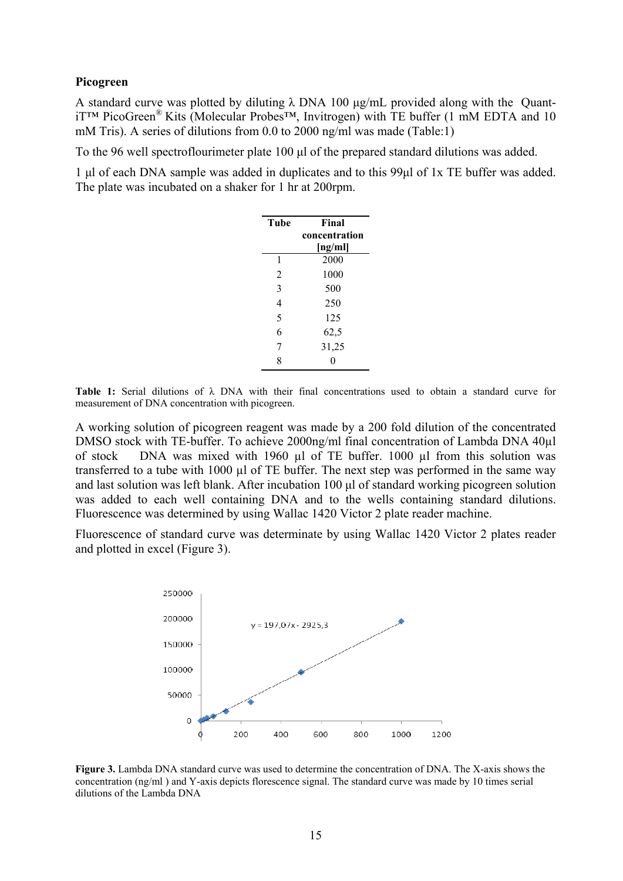**Picogreen**

A standard curve was plotted by diluting λ DNA 100 μg/mL provided along with the Quant-iT™ PicoGreen® Kits (Molecular Probes™, Invitrogen) with TE buffer (1 mM EDTA and 10 mM Tris). A series of dilutions from 0.0 to 2000 ng/ml was made (Table:1)

To the 96 well spectroflourimeter plate 100 µl of the prepared standard dilutions was added.

1 µl of each DNA sample was added in duplicates and to this 99µl of 1x TE buffer was added. The plate was incubated on a shaker for 1 hr at 200rpm.

| Tube | Final concentration [ng/ml] |
|---|---|
| 1 | 2000 |
| 2 | 1000 |
| 3 | 500 |
| 4 | 250 |
| 5 | 125 |
| 6 | 62,5 |
| 7 | 31,25 |
| 8 | 0 |

**Table 1:** Serial dilutions of λ DNA with their final concentrations used to obtain a standard curve for measurement of DNA concentration with picogreen.

A working solution of picogreen reagent was made by a 200 fold dilution of the concentrated DMSO stock with TE-buffer. To achieve 2000ng/ml final concentration of Lambda DNA 40µl of stock DNA was mixed with 1960 µl of TE buffer. 1000 µl from this solution was transferred to a tube with 1000 µl of TE buffer. The next step was performed in the same way and last solution was left blank. After incubation 100 µl of standard working picogreen solution was added to each well containing DNA and to the wells containing standard dilutions. Fluorescence was determined by using Wallac 1420 Victor 2 plate reader machine.

Fluorescence of standard curve was determinate by using Wallac 1420 Victor 2 plates reader and plotted in excel (Figure 3).

**Figure 3.** Lambda DNA standard curve was used to determine the concentration of DNA. The X-axis shows the concentration (ng/ml ) and Y-axis depicts florescence signal. The standard curve was made by 10 times serial dilutions of the Lambda DNA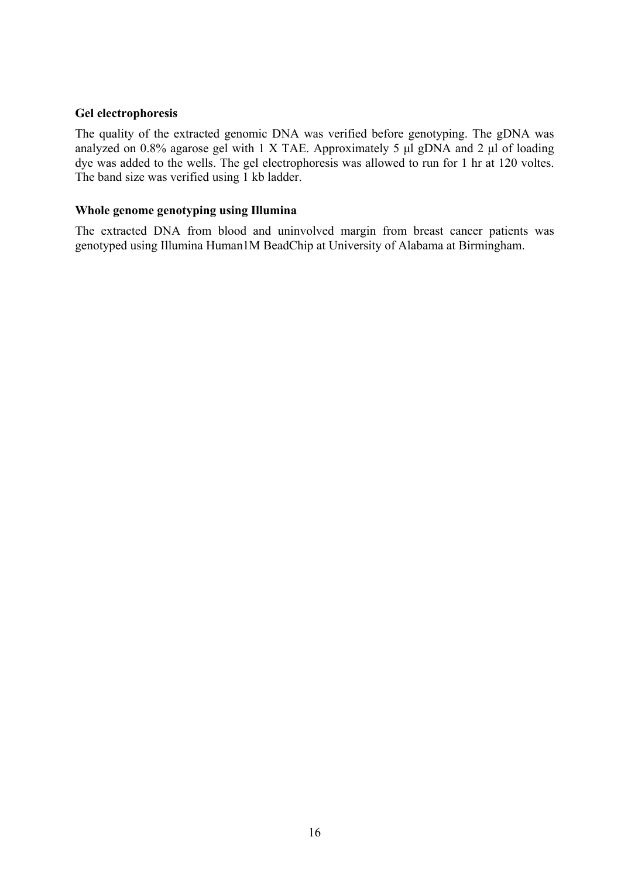**Gel electrophoresis**

The quality of the extracted genomic DNA was verified before genotyping. The gDNA was analyzed on 0.8% agarose gel with 1 X TAE. Approximately 5 µl gDNA and 2 µl of loading dye was added to the wells. The gel electrophoresis was allowed to run for 1 hr at 120 voltes. The band size was verified using 1 kb ladder.

**Whole genome genotyping using Illumina**

The extracted DNA from blood and uninvolved margin from breast cancer patients was genotyped using Illumina Human1M BeadChip at University of Alabama at Birmingham.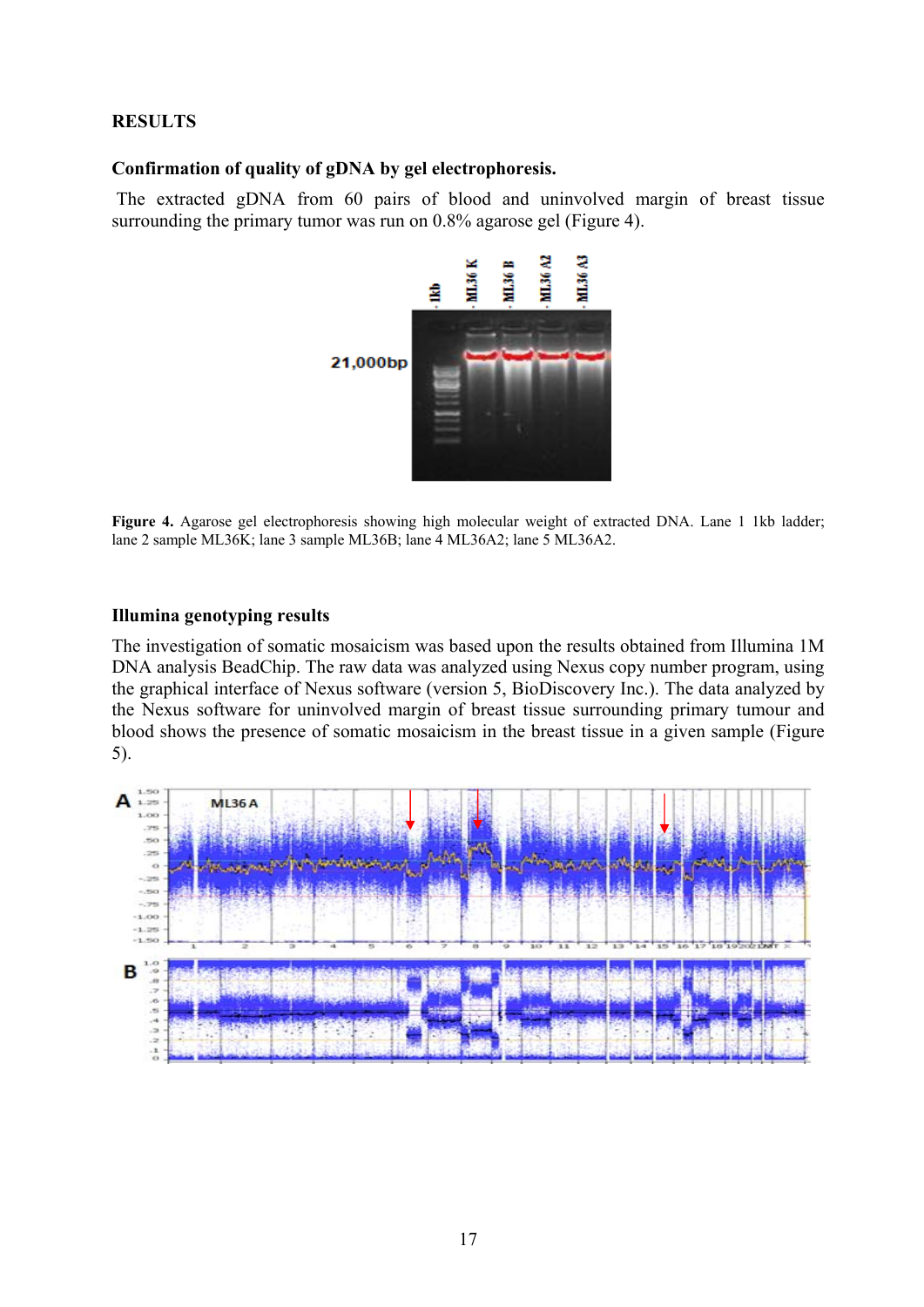## RESULTS

### Confirmation of quality of gDNA by gel electrophoresis.

The extracted gDNA from 60 pairs of blood and uninvolved margin of breast tissue surrounding the primary tumor was run on 0.8% agarose gel (Figure 4).

**Figure 4.** Agarose gel electrophoresis showing high molecular weight of extracted DNA. Lane 1 1kb ladder; lane 2 sample ML36K; lane 3 sample ML36B; lane 4 ML36A2; lane 5 ML36A2.

### Illumina genotyping results

The investigation of somatic mosaicism was based upon the results obtained from Illumina 1M DNA analysis BeadChip. The raw data was analyzed using Nexus copy number program, using the graphical interface of Nexus software (version 5, BioDiscovery Inc.). The data analyzed by the Nexus software for uninvolved margin of breast tissue surrounding primary tumour and blood shows the presence of somatic mosaicism in the breast tissue in a given sample (Figure 5).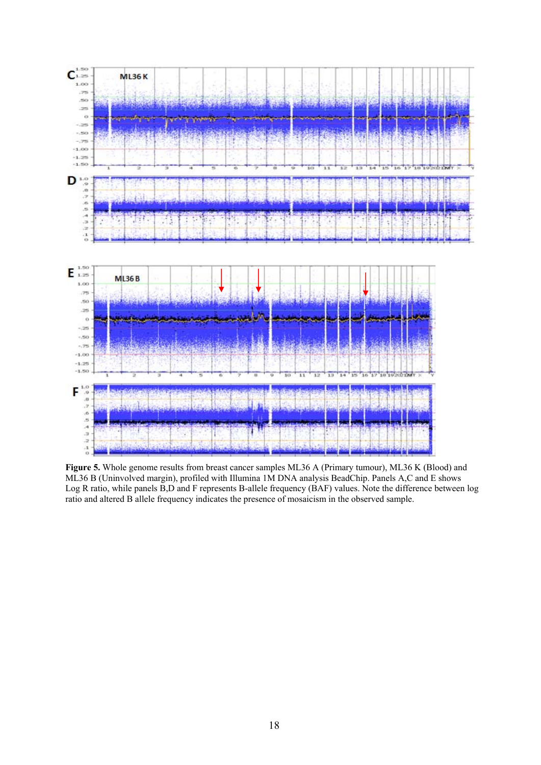**Figure 5.** Whole genome results from breast cancer samples ML36 A (Primary tumour), ML36 K (Blood) and ML36 B (Uninvolved margin), profiled with Illumina 1M DNA analysis BeadChip. Panels A,C and E shows Log R ratio, while panels B,D and F represents B-allele frequency (BAF) values. Note the difference between log ratio and altered B allele frequency indicates the presence of mosaicism in the observed sample.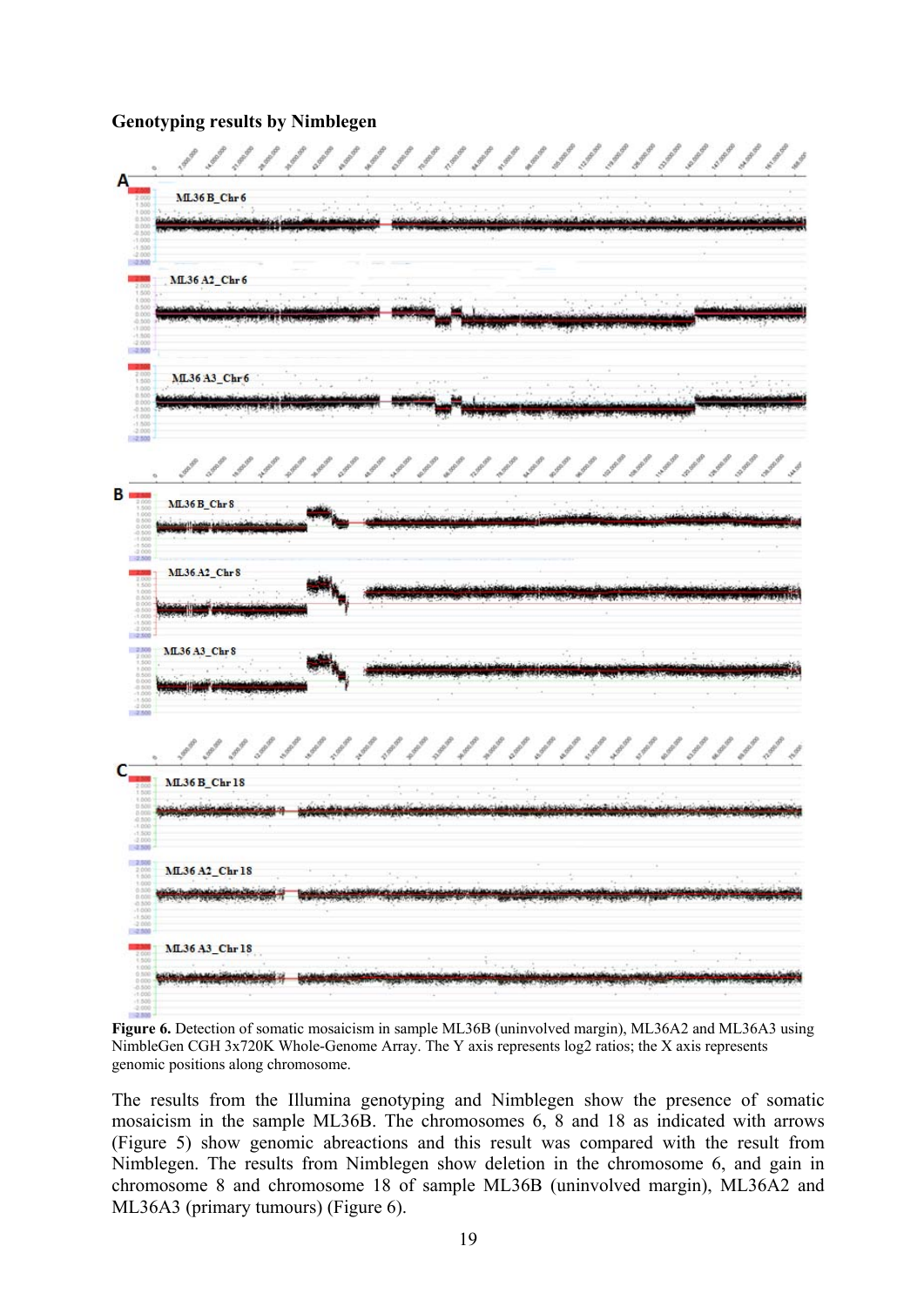**Genotyping results by Nimblegen**

**Figure 6.** Detection of somatic mosaicism in sample ML36B (uninvolved margin), ML36A2 and ML36A3 using NimbleGen CGH 3x720K Whole-Genome Array. The Y axis represents log2 ratios; the X axis represents genomic positions along chromosome.

The results from the Illumina genotyping and Nimblegen show the presence of somatic mosaicism in the sample ML36B. The chromosomes 6, 8 and 18 as indicated with arrows (Figure 5) show genomic abreactions and this result was compared with the result from Nimblegen. The results from Nimblegen show deletion in the chromosome 6, and gain in chromosome 8 and chromosome 18 of sample ML36B (uninvolved margin), ML36A2 and ML36A3 (primary tumours) (Figure 6).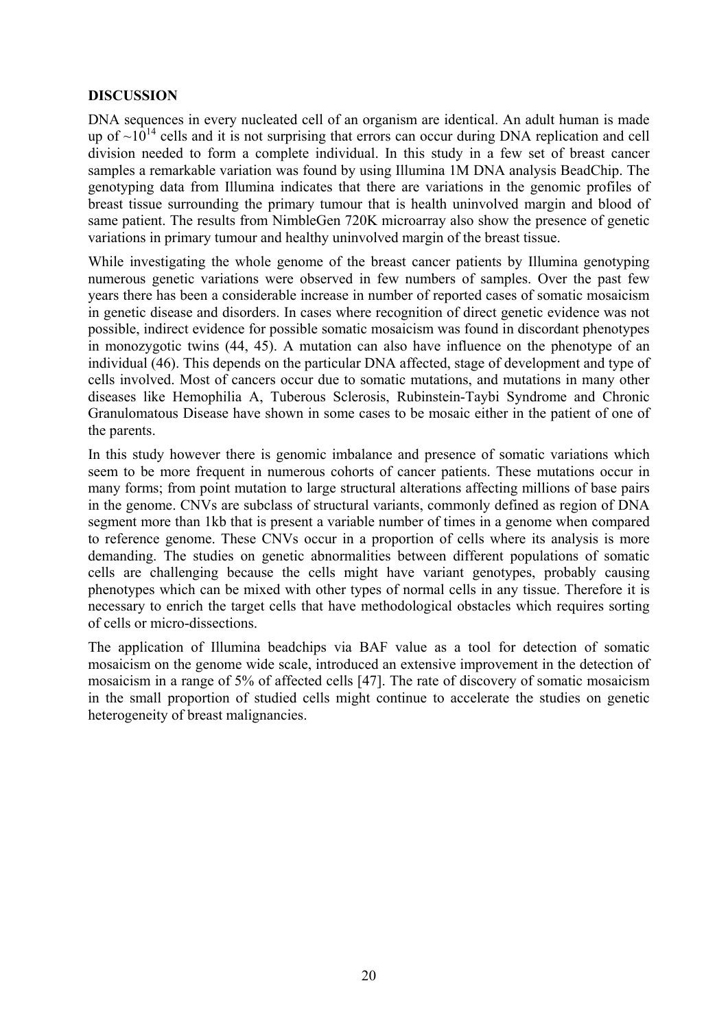**DISCUSSION**

DNA sequences in every nucleated cell of an organism are identical. An adult human is made up of $\sim 10^{14}$ cells and it is not surprising that errors can occur during DNA replication and cell division needed to form a complete individual. In this study in a few set of breast cancer samples a remarkable variation was found by using Illumina 1M DNA analysis BeadChip. The genotyping data from Illumina indicates that there are variations in the genomic profiles of breast tissue surrounding the primary tumour that is health uninvolved margin and blood of same patient. The results from NimbleGen 720K microarray also show the presence of genetic variations in primary tumour and healthy uninvolved margin of the breast tissue.

While investigating the whole genome of the breast cancer patients by Illumina genotyping numerous genetic variations were observed in few numbers of samples. Over the past few years there has been a considerable increase in number of reported cases of somatic mosaicism in genetic disease and disorders. In cases where recognition of direct genetic evidence was not possible, indirect evidence for possible somatic mosaicism was found in discordant phenotypes in monozygotic twins (44, 45). A mutation can also have influence on the phenotype of an individual (46). This depends on the particular DNA affected, stage of development and type of cells involved. Most of cancers occur due to somatic mutations, and mutations in many other diseases like Hemophilia A, Tuberous Sclerosis, Rubinstein-Taybi Syndrome and Chronic Granulomatous Disease have shown in some cases to be mosaic either in the patient of one of the parents.

In this study however there is genomic imbalance and presence of somatic variations which seem to be more frequent in numerous cohorts of cancer patients. These mutations occur in many forms; from point mutation to large structural alterations affecting millions of base pairs in the genome. CNVs are subclass of structural variants, commonly defined as region of DNA segment more than 1kb that is present a variable number of times in a genome when compared to reference genome. These CNVs occur in a proportion of cells where its analysis is more demanding. The studies on genetic abnormalities between different populations of somatic cells are challenging because the cells might have variant genotypes, probably causing phenotypes which can be mixed with other types of normal cells in any tissue. Therefore it is necessary to enrich the target cells that have methodological obstacles which requires sorting of cells or micro-dissections.

The application of Illumina beadchips via BAF value as a tool for detection of somatic mosaicism on the genome wide scale, introduced an extensive improvement in the detection of mosaicism in a range of 5% of affected cells [47]. The rate of discovery of somatic mosaicism in the small proportion of studied cells might continue to accelerate the studies on genetic heterogeneity of breast malignancies.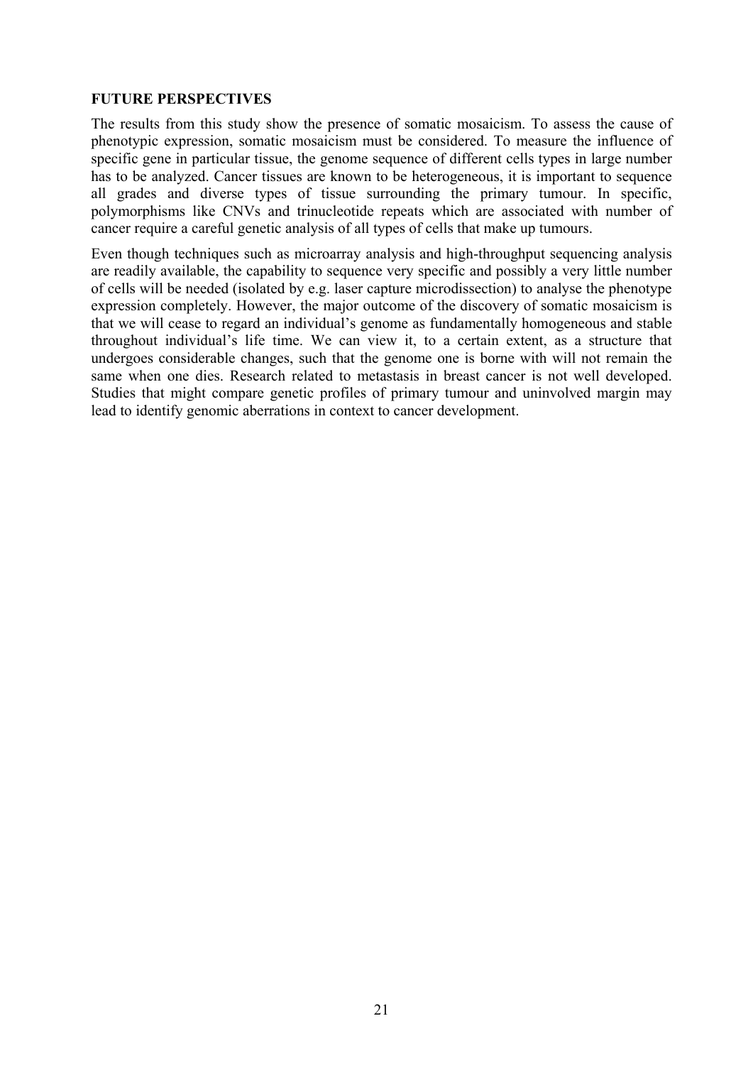**FUTURE PERSPECTIVES**

The results from this study show the presence of somatic mosaicism. To assess the cause of phenotypic expression, somatic mosaicism must be considered. To measure the influence of specific gene in particular tissue, the genome sequence of different cells types in large number has to be analyzed. Cancer tissues are known to be heterogeneous, it is important to sequence all grades and diverse types of tissue surrounding the primary tumour. In specific, polymorphisms like CNVs and trinucleotide repeats which are associated with number of cancer require a careful genetic analysis of all types of cells that make up tumours.

Even though techniques such as microarray analysis and high-throughput sequencing analysis are readily available, the capability to sequence very specific and possibly a very little number of cells will be needed (isolated by e.g. laser capture microdissection) to analyse the phenotype expression completely. However, the major outcome of the discovery of somatic mosaicism is that we will cease to regard an individual's genome as fundamentally homogeneous and stable throughout individual's life time. We can view it, to a certain extent, as a structure that undergoes considerable changes, such that the genome one is borne with will not remain the same when one dies. Research related to metastasis in breast cancer is not well developed. Studies that might compare genetic profiles of primary tumour and uninvolved margin may lead to identify genomic aberrations in context to cancer development.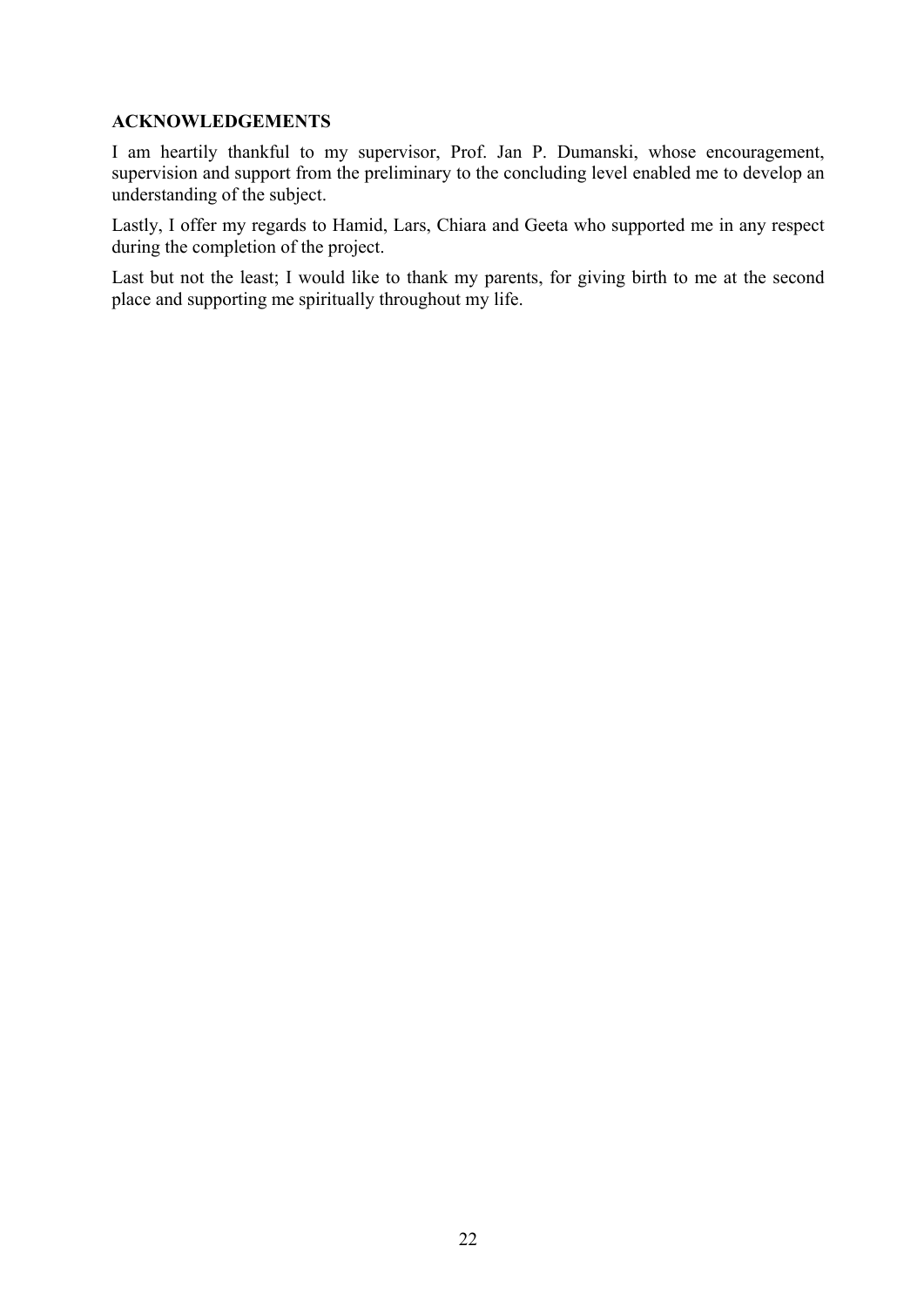**ACKNOWLEDGEMENTS**

I am heartily thankful to my supervisor, Prof. Jan P. Dumanski, whose encouragement, supervision and support from the preliminary to the concluding level enabled me to develop an understanding of the subject.

Lastly, I offer my regards to Hamid, Lars, Chiara and Geeta who supported me in any respect during the completion of the project.

Last but not the least; I would like to thank my parents, for giving birth to me at the second place and supporting me spiritually throughout my life.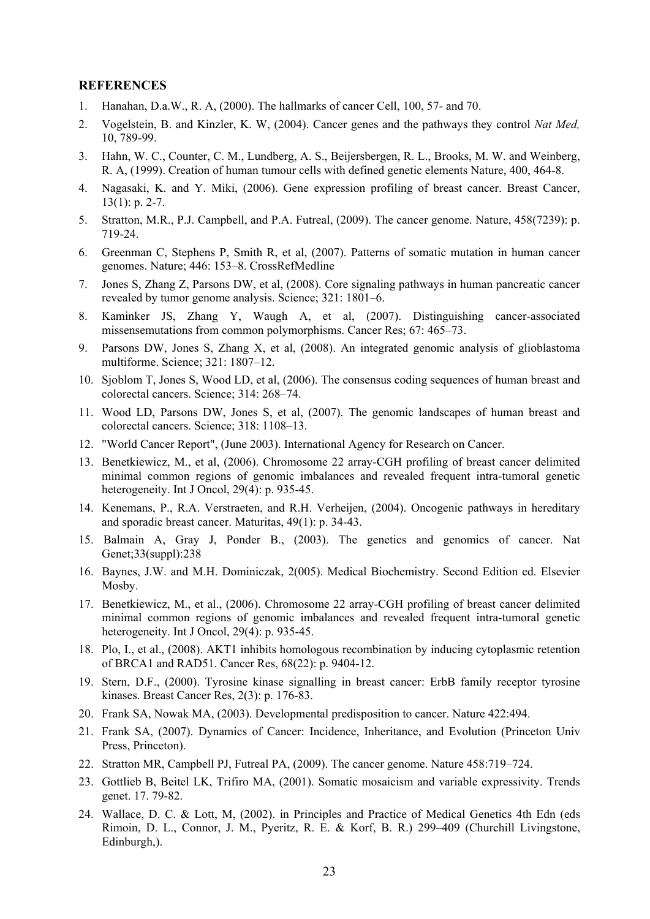## REFERENCES

1. Hanahan, D.a.W., R. A, (2000). The hallmarks of cancer Cell, 100, 57- and 70.
2. Vogelstein, B. and Kinzler, K. W, (2004). Cancer genes and the pathways they control *Nat Med,* 10, 789-99.
3. Hahn, W. C., Counter, C. M., Lundberg, A. S., Beijersbergen, R. L., Brooks, M. W. and Weinberg, R. A, (1999). Creation of human tumour cells with defined genetic elements Nature, 400, 464-8.
4. Nagasaki, K. and Y. Miki, (2006). Gene expression profiling of breast cancer. Breast Cancer, 13(1): p. 2-7.
5. Stratton, M.R., P.J. Campbell, and P.A. Futreal, (2009). The cancer genome. Nature, 458(7239): p. 719-24.
6. Greenman C, Stephens P, Smith R, et al, (2007). Patterns of somatic mutation in human cancer genomes. Nature; 446: 153–8. CrossRefMedline
7. Jones S, Zhang Z, Parsons DW, et al, (2008). Core signaling pathways in human pancreatic cancer revealed by tumor genome analysis. Science; 321: 1801–6.
8. Kaminker JS, Zhang Y, Waugh A, et al, (2007). Distinguishing cancer-associated missensemutations from common polymorphisms. Cancer Res; 67: 465–73.
9. Parsons DW, Jones S, Zhang X, et al, (2008). An integrated genomic analysis of glioblastoma multiforme. Science; 321: 1807–12.
10. Sjoblom T, Jones S, Wood LD, et al, (2006). The consensus coding sequences of human breast and colorectal cancers. Science; 314: 268–74.
11. Wood LD, Parsons DW, Jones S, et al, (2007). The genomic landscapes of human breast and colorectal cancers. Science; 318: 1108–13.
12. "World Cancer Report", (June 2003). International Agency for Research on Cancer.
13. Benetkiewicz, M., et al, (2006). Chromosome 22 array-CGH profiling of breast cancer delimited minimal common regions of genomic imbalances and revealed frequent intra-tumoral genetic heterogeneity. Int J Oncol, 29(4): p. 935-45.
14. Kenemans, P., R.A. Verstraeten, and R.H. Verheijen, (2004). Oncogenic pathways in hereditary and sporadic breast cancer. Maturitas, 49(1): p. 34-43.
15. Balmain A, Gray J, Ponder B., (2003). The genetics and genomics of cancer. Nat Genet;33(suppl):238
16. Baynes, J.W. and M.H. Dominiczak, 2(005). Medical Biochemistry. Second Edition ed. Elsevier Mosby.
17. Benetkiewicz, M., et al., (2006). Chromosome 22 array-CGH profiling of breast cancer delimited minimal common regions of genomic imbalances and revealed frequent intra-tumoral genetic heterogeneity. Int J Oncol, 29(4): p. 935-45.
18. Plo, I., et al., (2008). AKT1 inhibits homologous recombination by inducing cytoplasmic retention of BRCA1 and RAD51. Cancer Res, 68(22): p. 9404-12.
19. Stern, D.F., (2000). Tyrosine kinase signalling in breast cancer: ErbB family receptor tyrosine kinases. Breast Cancer Res, 2(3): p. 176-83.
20. Frank SA, Nowak MA, (2003). Developmental predisposition to cancer. Nature 422:494.
21. Frank SA, (2007). Dynamics of Cancer: Incidence, Inheritance, and Evolution (Princeton Univ Press, Princeton).
22. Stratton MR, Campbell PJ, Futreal PA, (2009). The cancer genome. Nature 458:719–724.
23. Gottlieb B, Beitel LK, Trifiro MA, (2001). Somatic mosaicism and variable expressivity. Trends genet. 17. 79-82.
24. Wallace, D. C. & Lott, M, (2002). in Principles and Practice of Medical Genetics 4th Edn (eds Rimoin, D. L., Connor, J. M., Pyeritz, R. E. & Korf, B. R.) 299–409 (Churchill Livingstone, Edinburgh,).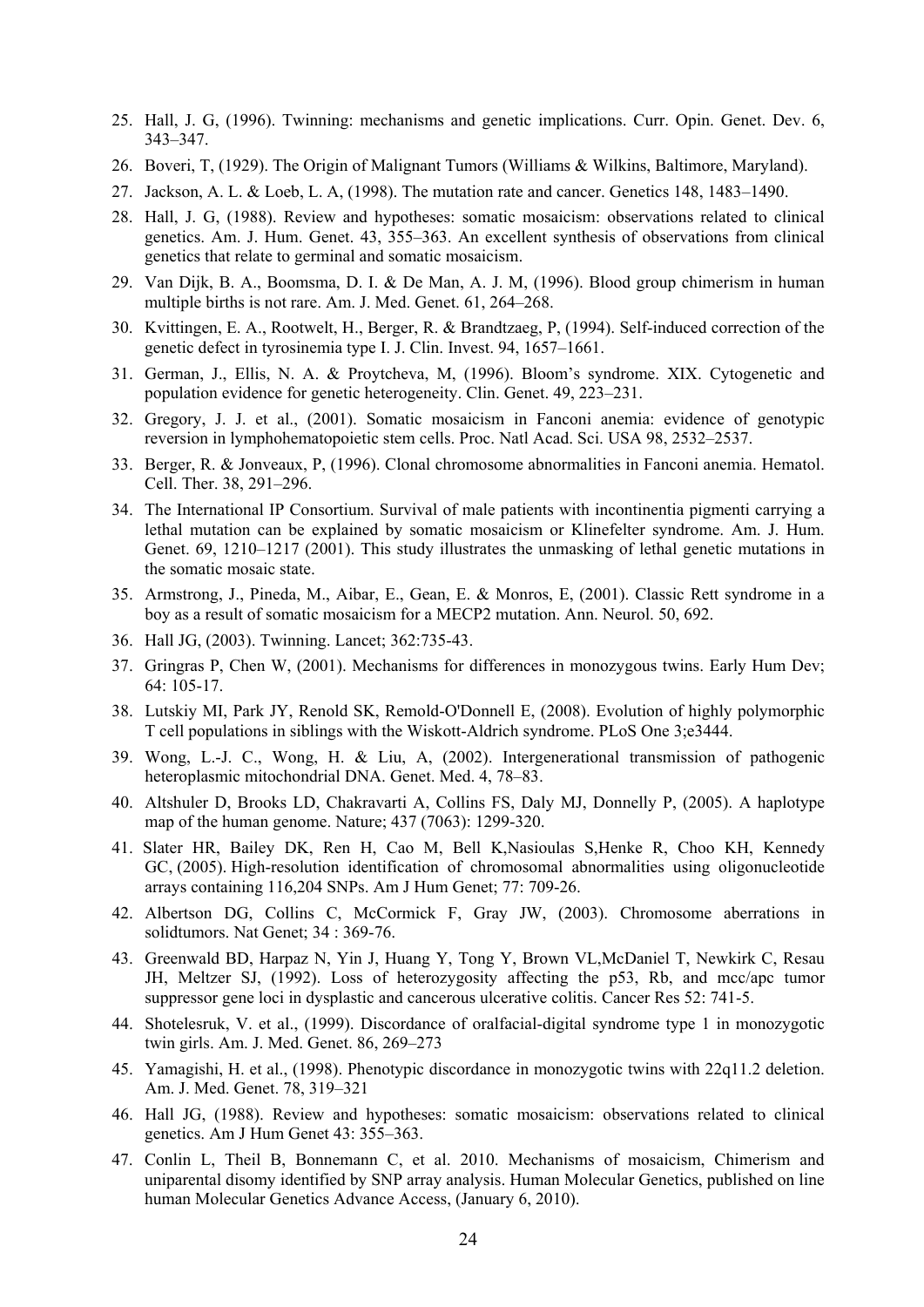25. Hall, J. G, (1996). Twinning: mechanisms and genetic implications. Curr. Opin. Genet. Dev. 6, 343–347.
26. Boveri, T, (1929). The Origin of Malignant Tumors (Williams & Wilkins, Baltimore, Maryland).
27. Jackson, A. L. & Loeb, L. A, (1998). The mutation rate and cancer. Genetics 148, 1483–1490.
28. Hall, J. G, (1988). Review and hypotheses: somatic mosaicism: observations related to clinical genetics. Am. J. Hum. Genet. 43, 355–363. An excellent synthesis of observations from clinical genetics that relate to germinal and somatic mosaicism.
29. Van Dijk, B. A., Boomsma, D. I. & De Man, A. J. M, (1996). Blood group chimerism in human multiple births is not rare. Am. J. Med. Genet. 61, 264–268.
30. Kvittingen, E. A., Rootwelt, H., Berger, R. & Brandtzaeg, P, (1994). Self-induced correction of the genetic defect in tyrosinemia type I. J. Clin. Invest. 94, 1657–1661.
31. German, J., Ellis, N. A. & Proytcheva, M, (1996). Bloom's syndrome. XIX. Cytogenetic and population evidence for genetic heterogeneity. Clin. Genet. 49, 223–231.
32. Gregory, J. J. et al., (2001). Somatic mosaicism in Fanconi anemia: evidence of genotypic reversion in lymphohematopoietic stem cells. Proc. Natl Acad. Sci. USA 98, 2532–2537.
33. Berger, R. & Jonveaux, P, (1996). Clonal chromosome abnormalities in Fanconi anemia. Hematol. Cell. Ther. 38, 291–296.
34. The International IP Consortium. Survival of male patients with incontinentia pigmenti carrying a lethal mutation can be explained by somatic mosaicism or Klinefelter syndrome. Am. J. Hum. Genet. 69, 1210–1217 (2001). This study illustrates the unmasking of lethal genetic mutations in the somatic mosaic state.
35. Armstrong, J., Pineda, M., Aibar, E., Gean, E. & Monros, E, (2001). Classic Rett syndrome in a boy as a result of somatic mosaicism for a MECP2 mutation. Ann. Neurol. 50, 692.
36. Hall JG, (2003). Twinning. Lancet; 362:735-43.
37. Gringras P, Chen W, (2001). Mechanisms for differences in monozygous twins. Early Hum Dev; 64: 105-17.
38. Lutskiy MI, Park JY, Renold SK, Remold-O'Donnell E, (2008). Evolution of highly polymorphic T cell populations in siblings with the Wiskott-Aldrich syndrome. PLoS One 3;e3444.
39. Wong, L.-J. C., Wong, H. & Liu, A, (2002). Intergenerational transmission of pathogenic heteroplasmic mitochondrial DNA. Genet. Med. 4, 78–83.
40. Altshuler D, Brooks LD, Chakravarti A, Collins FS, Daly MJ, Donnelly P, (2005). A haplotype map of the human genome. Nature; 437 (7063): 1299-320.
41. Slater HR, Bailey DK, Ren H, Cao M, Bell K,Nasioulas S,Henke R, Choo KH, Kennedy GC, (2005). High-resolution identification of chromosomal abnormalities using oligonucleotide arrays containing 116,204 SNPs. Am J Hum Genet; 77: 709-26.
42. Albertson DG, Collins C, McCormick F, Gray JW, (2003). Chromosome aberrations in solidtumors. Nat Genet; 34 : 369-76.
43. Greenwald BD, Harpaz N, Yin J, Huang Y, Tong Y, Brown VL,McDaniel T, Newkirk C, Resau JH, Meltzer SJ, (1992). Loss of heterozygosity affecting the p53, Rb, and mcc/apc tumor suppressor gene loci in dysplastic and cancerous ulcerative colitis. Cancer Res 52: 741-5.
44. Shotelesruk, V. et al., (1999). Discordance of oralfacial-digital syndrome type 1 in monozygotic twin girls. Am. J. Med. Genet. 86, 269–273
45. Yamagishi, H. et al., (1998). Phenotypic discordance in monozygotic twins with 22q11.2 deletion. Am. J. Med. Genet. 78, 319–321
46. Hall JG, (1988). Review and hypotheses: somatic mosaicism: observations related to clinical genetics. Am J Hum Genet 43: 355–363.
47. Conlin L, Theil B, Bonnemann C, et al. 2010. Mechanisms of mosaicism, Chimerism and uniparental disomy identified by SNP array analysis. Human Molecular Genetics, published on line human Molecular Genetics Advance Access, (January 6, 2010).